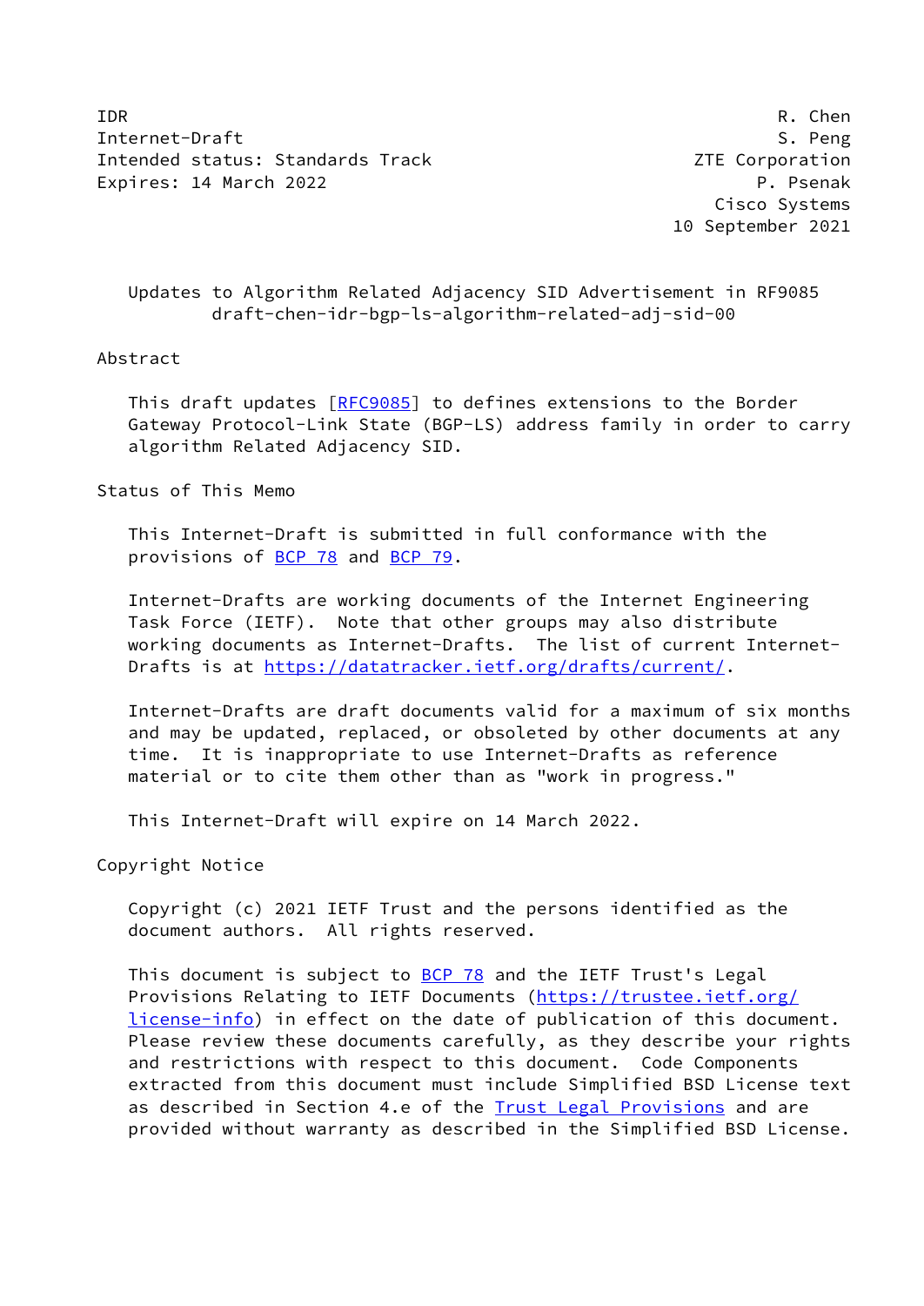IDR R. Chen
Internet-Draft S. Peng
Intended status: Standards Track ZTE Corporation
Expires: 14 March 2022 P. Psenak
Cisco Systems
10 September 2021

# Updates to Algorithm Related Adjacency SID Advertisement in RF9085
draft-chen-idr-bgp-ls-algorithm-related-adj-sid-00

## Abstract

This draft updates [RFC9085] to defines extensions to the Border Gateway Protocol-Link State (BGP-LS) address family in order to carry algorithm Related Adjacency SID.

## Status of This Memo

This Internet-Draft is submitted in full conformance with the provisions of BCP 78 and BCP 79.

Internet-Drafts are working documents of the Internet Engineering Task Force (IETF). Note that other groups may also distribute working documents as Internet-Drafts. The list of current Internet-Drafts is at https://datatracker.ietf.org/drafts/current/.

Internet-Drafts are draft documents valid for a maximum of six months and may be updated, replaced, or obsoleted by other documents at any time. It is inappropriate to use Internet-Drafts as reference material or to cite them other than as "work in progress."

This Internet-Draft will expire on 14 March 2022.

## Copyright Notice

Copyright (c) 2021 IETF Trust and the persons identified as the document authors. All rights reserved.

This document is subject to BCP 78 and the IETF Trust's Legal Provisions Relating to IETF Documents (https://trustee.ietf.org/license-info) in effect on the date of publication of this document. Please review these documents carefully, as they describe your rights and restrictions with respect to this document. Code Components extracted from this document must include Simplified BSD License text as described in Section 4.e of the Trust Legal Provisions and are provided without warranty as described in the Simplified BSD License.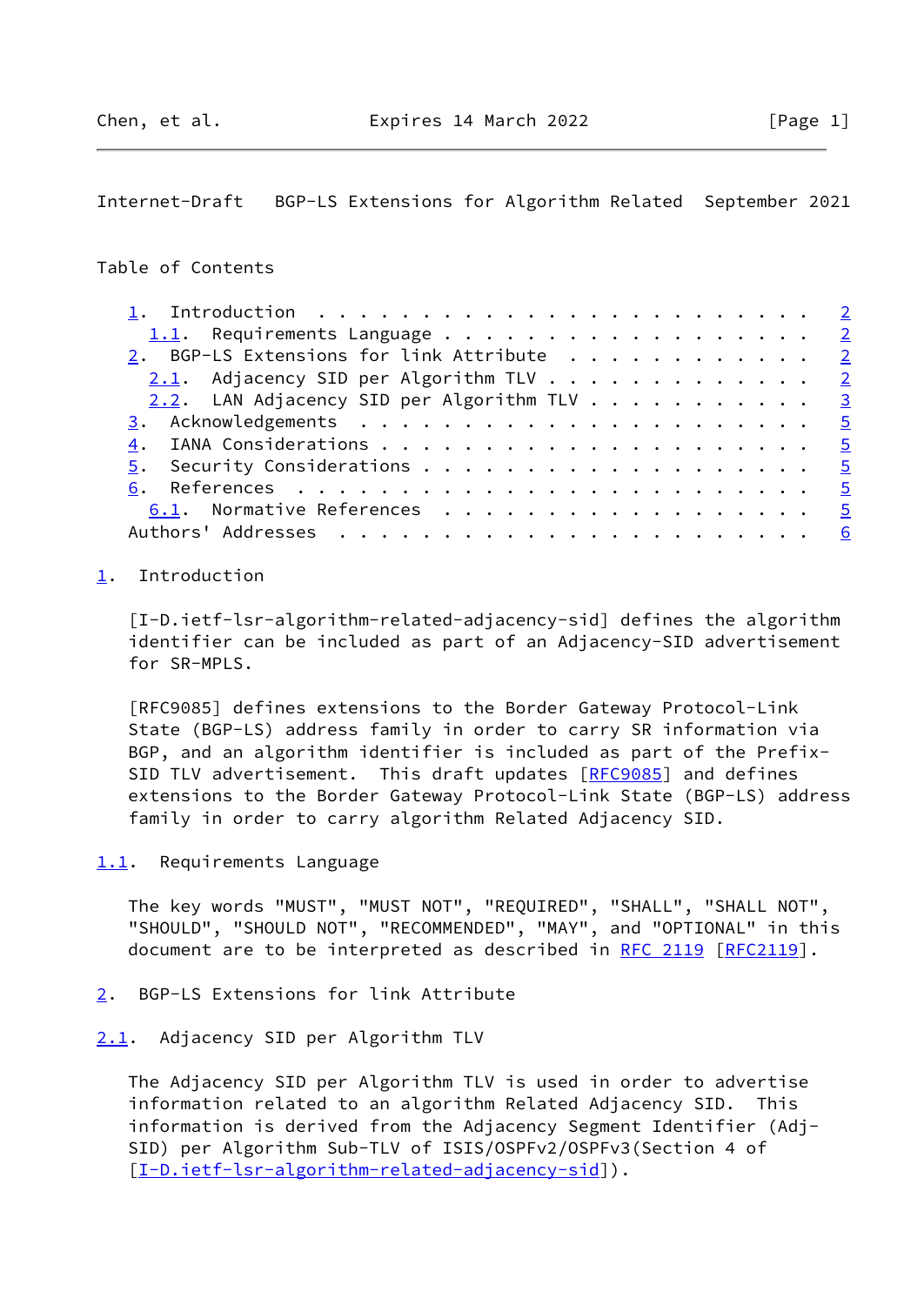Table of Contents

1. Introduction . . . . . . . . . . . . . . . . . . . . . . . . 2
  1.1. Requirements Language . . . . . . . . . . . . . . . . . . 2
2. BGP-LS Extensions for link Attribute . . . . . . . . . . . . 2
  2.1. Adjacency SID per Algorithm TLV . . . . . . . . . . . . . 2
  2.2. LAN Adjacency SID per Algorithm TLV . . . . . . . . . . . 3
3. Acknowledgements . . . . . . . . . . . . . . . . . . . . . . 5
4. IANA Considerations . . . . . . . . . . . . . . . . . . . . . 5
5. Security Considerations . . . . . . . . . . . . . . . . . . . 5
6. References . . . . . . . . . . . . . . . . . . . . . . . . . 5
  6.1. Normative References . . . . . . . . . . . . . . . . . . 5
Authors' Addresses . . . . . . . . . . . . . . . . . . . . . . . 6

# 1. Introduction

[I-D.ietf-lsr-algorithm-related-adjacency-sid] defines the algorithm identifier can be included as part of an Adjacency-SID advertisement for SR-MPLS.

[RFC9085] defines extensions to the Border Gateway Protocol-Link State (BGP-LS) address family in order to carry SR information via BGP, and an algorithm identifier is included as part of the Prefix-SID TLV advertisement. This draft updates [RFC9085] and defines extensions to the Border Gateway Protocol-Link State (BGP-LS) address family in order to carry algorithm Related Adjacency SID.

## 1.1. Requirements Language

The key words "MUST", "MUST NOT", "REQUIRED", "SHALL", "SHALL NOT", "SHOULD", "SHOULD NOT", "RECOMMENDED", "MAY", and "OPTIONAL" in this document are to be interpreted as described in RFC 2119 [RFC2119].

# 2. BGP-LS Extensions for link Attribute

## 2.1. Adjacency SID per Algorithm TLV

The Adjacency SID per Algorithm TLV is used in order to advertise information related to an algorithm Related Adjacency SID. This information is derived from the Adjacency Segment Identifier (Adj-SID) per Algorithm Sub-TLV of ISIS/OSPFv2/OSPFv3(Section 4 of [I-D.ietf-lsr-algorithm-related-adjacency-sid]).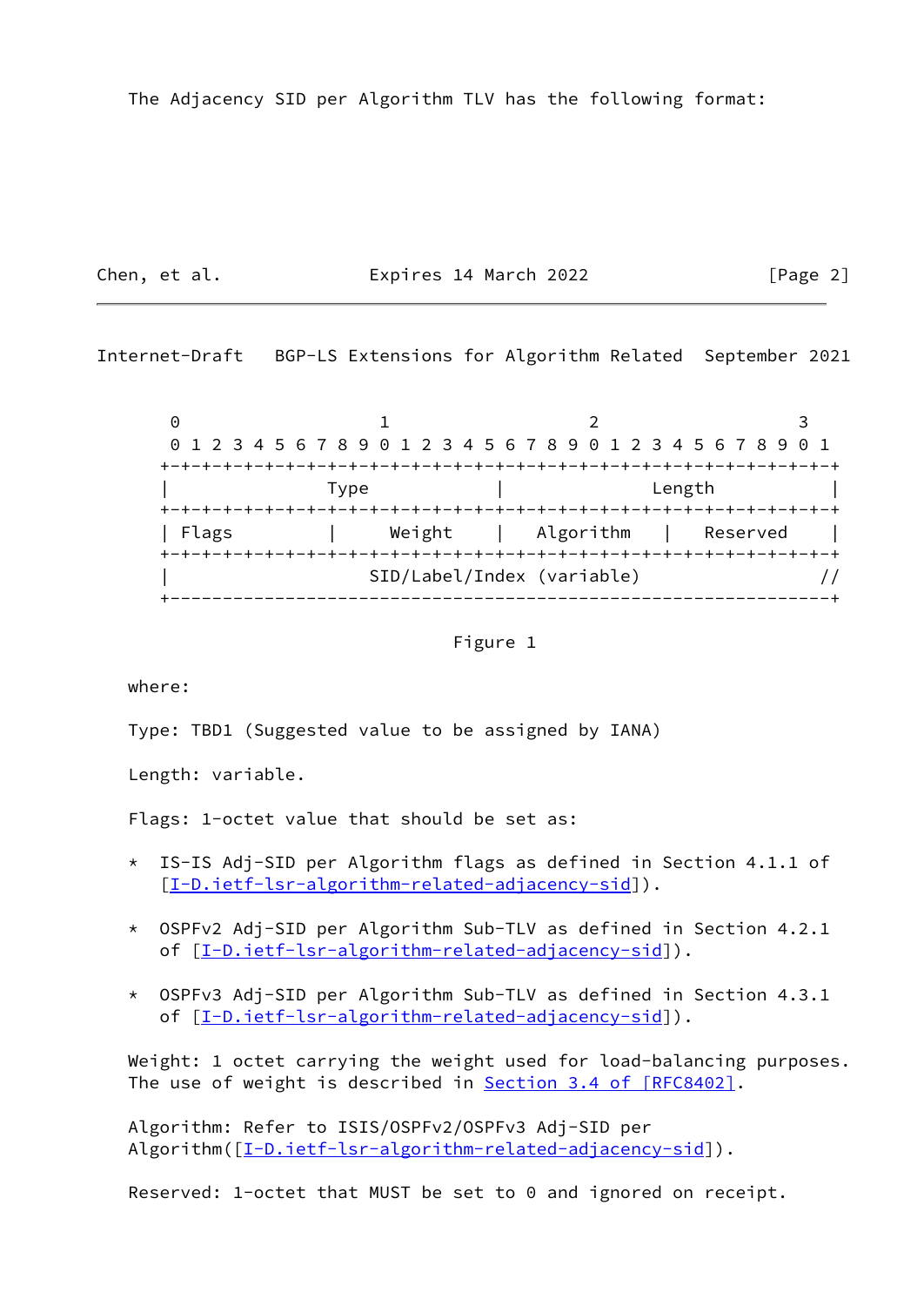The Adjacency SID per Algorithm TLV has the following format:

```
 0                   1                   2                   3
 0 1 2 3 4 5 6 7 8 9 0 1 2 3 4 5 6 7 8 9 0 1 2 3 4 5 6 7 8 9 0 1
+-+-+-+-+-+-+-+-+-+-+-+-+-+-+-+-+-+-+-+-+-+-+-+-+-+-+-+-+-+-+-+-+
|               Type            |              Length           |
+-+-+-+-+-+-+-+-+-+-+-+-+-+-+-+-+-+-+-+-+-+-+-+-+-+-+-+-+-+-+-+-+
| Flags         |     Weight    |   Algorithm   |   Reserved    |
+-+-+-+-+-+-+-+-+-+-+-+-+-+-+-+-+-+-+-+-+-+-+-+-+-+-+-+-+-+-+-+-+
|                   SID/Label/Index (variable)                 //
+---------------------------------------------------------------+
```

Figure 1

where:

Type: TBD1 (Suggested value to be assigned by IANA)

Length: variable.

Flags: 1-octet value that should be set as:

* IS-IS Adj-SID per Algorithm flags as defined in Section 4.1.1 of [I-D.ietf-lsr-algorithm-related-adjacency-sid]).
* OSPFv2 Adj-SID per Algorithm Sub-TLV as defined in Section 4.2.1 of [I-D.ietf-lsr-algorithm-related-adjacency-sid]).
* OSPFv3 Adj-SID per Algorithm Sub-TLV as defined in Section 4.3.1 of [I-D.ietf-lsr-algorithm-related-adjacency-sid]).

Weight: 1 octet carrying the weight used for load-balancing purposes. The use of weight is described in Section 3.4 of [RFC8402].

Algorithm: Refer to ISIS/OSPFv2/OSPFv3 Adj-SID per Algorithm([I-D.ietf-lsr-algorithm-related-adjacency-sid]).

Reserved: 1-octet that MUST be set to 0 and ignored on receipt.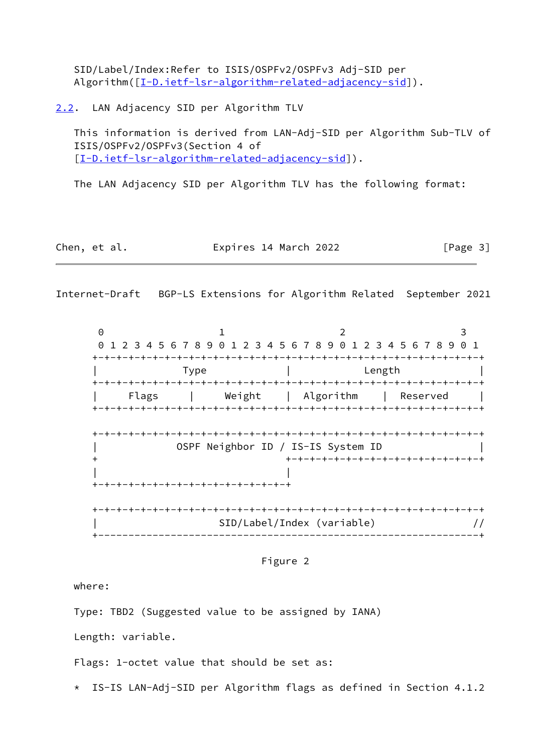SID/Label/Index:Refer to ISIS/OSPFv2/OSPFv3 Adj-SID per Algorithm([I-D.ietf-lsr-algorithm-related-adjacency-sid]).

## 2.2. LAN Adjacency SID per Algorithm TLV

This information is derived from LAN-Adj-SID per Algorithm Sub-TLV of ISIS/OSPFv2/OSPFv3(Section 4 of [I-D.ietf-lsr-algorithm-related-adjacency-sid]).

The LAN Adjacency SID per Algorithm TLV has the following format:

```
 0                   1                   2                   3
 0 1 2 3 4 5 6 7 8 9 0 1 2 3 4 5 6 7 8 9 0 1 2 3 4 5 6 7 8 9 0 1
+-+-+-+-+-+-+-+-+-+-+-+-+-+-+-+-+-+-+-+-+-+-+-+-+-+-+-+-+-+-+-+-+
|              Type             |            Length             |
+-+-+-+-+-+-+-+-+-+-+-+-+-+-+-+-+-+-+-+-+-+-+-+-+-+-+-+-+-+-+-+-+
|     Flags     |     Weight    |  Algorithm    |  Reserved     |
+-+-+-+-+-+-+-+-+-+-+-+-+-+-+-+-+-+-+-+-+-+-+-+-+-+-+-+-+-+-+-+-+

+-+-+-+-+-+-+-+-+-+-+-+-+-+-+-+-+-+-+-+-+-+-+-+-+-+-+-+-+-+-+-+-+
|            OSPF Neighbor ID / IS-IS System ID                 |
+                               +-+-+-+-+-+-+-+-+-+-+-+-+-+-+-+-+
|                               |
+-+-+-+-+-+-+-+-+-+-+-+-+-+-+-+-+

+-+-+-+-+-+-+-+-+-+-+-+-+-+-+-+-+-+-+-+-+-+-+-+-+-+-+-+-+-+-+-+-+
|                   SID/Label/Index (variable)                 //
+---------------------------------------------------------------+
```

Figure 2

where:

Type: TBD2 (Suggested value to be assigned by IANA)

Length: variable.

Flags: 1-octet value that should be set as:

* IS-IS LAN-Adj-SID per Algorithm flags as defined in Section 4.1.2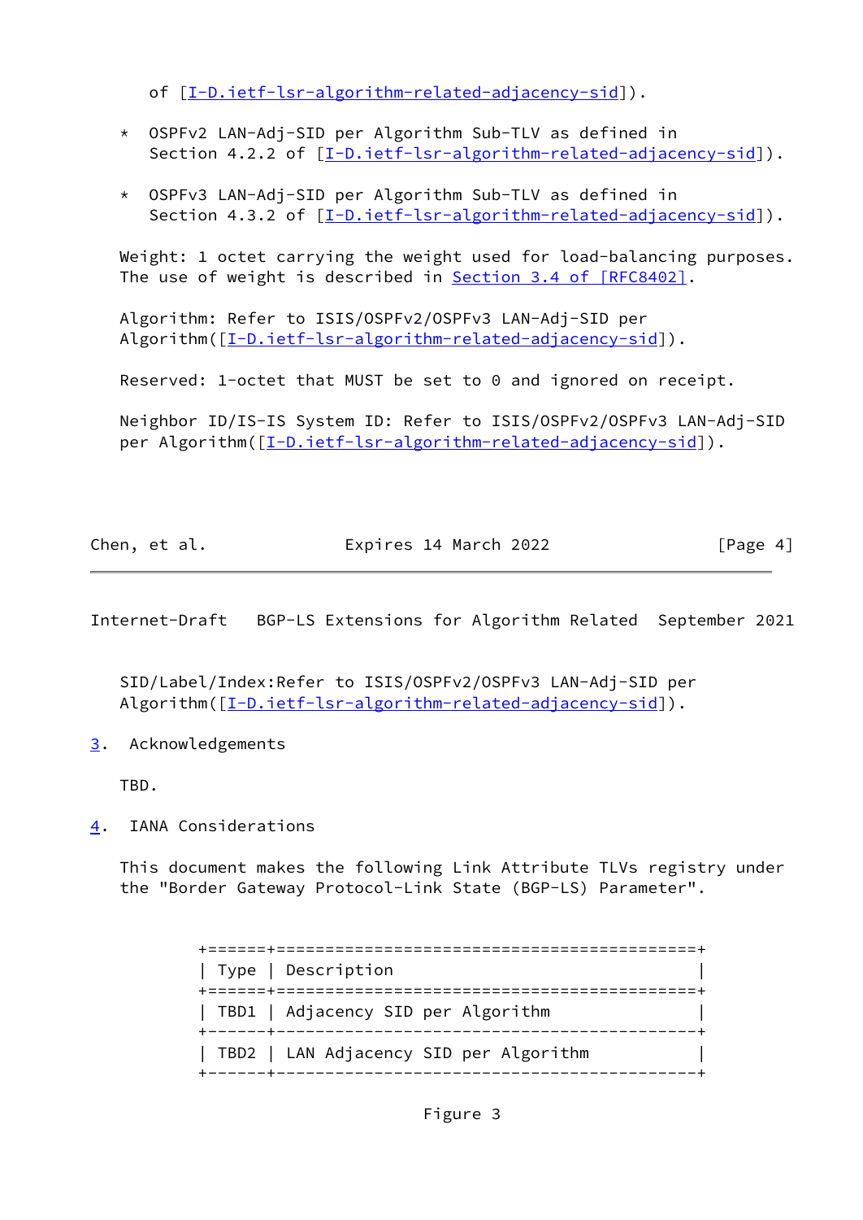of [I-D.ietf-lsr-algorithm-related-adjacency-sid]).

* OSPFv2 LAN-Adj-SID per Algorithm Sub-TLV as defined in Section 4.2.2 of [I-D.ietf-lsr-algorithm-related-adjacency-sid]).

* OSPFv3 LAN-Adj-SID per Algorithm Sub-TLV as defined in Section 4.3.2 of [I-D.ietf-lsr-algorithm-related-adjacency-sid]).

Weight: 1 octet carrying the weight used for load-balancing purposes. The use of weight is described in Section 3.4 of [RFC8402].

Algorithm: Refer to ISIS/OSPFv2/OSPFv3 LAN-Adj-SID per Algorithm([I-D.ietf-lsr-algorithm-related-adjacency-sid]).

Reserved: 1-octet that MUST be set to 0 and ignored on receipt.

Neighbor ID/IS-IS System ID: Refer to ISIS/OSPFv2/OSPFv3 LAN-Adj-SID per Algorithm([I-D.ietf-lsr-algorithm-related-adjacency-sid]).

SID/Label/Index:Refer to ISIS/OSPFv2/OSPFv3 LAN-Adj-SID per Algorithm([I-D.ietf-lsr-algorithm-related-adjacency-sid]).

## 3. Acknowledgements

TBD.

## 4. IANA Considerations

This document makes the following Link Attribute TLVs registry under the "Border Gateway Protocol-Link State (BGP-LS) Parameter".

| Type | Description |
|---|---|
| TBD1 | Adjacency SID per Algorithm |
| TBD2 | LAN Adjacency SID per Algorithm |

Figure 3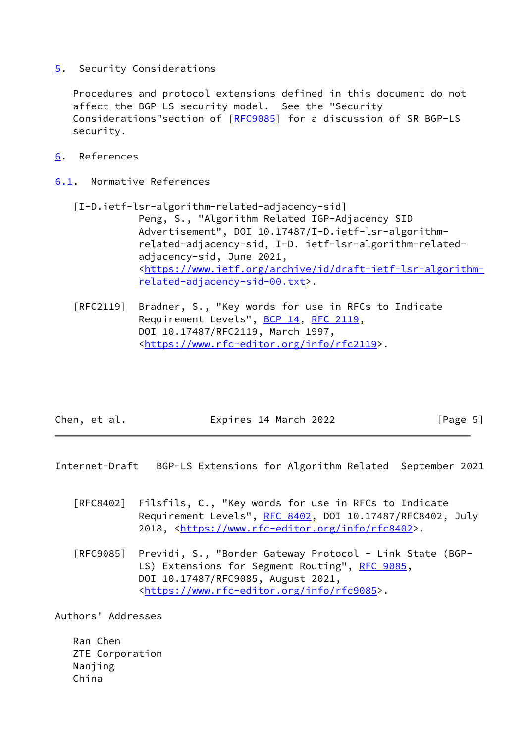## 5. Security Considerations

Procedures and protocol extensions defined in this document do not affect the BGP-LS security model. See the "Security Considerations"section of [RFC9085] for a discussion of SR BGP-LS security.

## 6. References

### 6.1. Normative References

[I-D.ietf-lsr-algorithm-related-adjacency-sid]
Peng, S., "Algorithm Related IGP-Adjacency SID Advertisement", DOI 10.17487/I-D.ietf-lsr-algorithm-related-adjacency-sid, I-D. ietf-lsr-algorithm-related-adjacency-sid, June 2021, <https://www.ietf.org/archive/id/draft-ietf-lsr-algorithm-related-adjacency-sid-00.txt>.

[RFC2119] Bradner, S., "Key words for use in RFCs to Indicate Requirement Levels", BCP 14, RFC 2119, DOI 10.17487/RFC2119, March 1997, <https://www.rfc-editor.org/info/rfc2119>.

[RFC8402] Filsfils, C., "Key words for use in RFCs to Indicate Requirement Levels", RFC 8402, DOI 10.17487/RFC8402, July 2018, <https://www.rfc-editor.org/info/rfc8402>.

[RFC9085] Previdi, S., "Border Gateway Protocol - Link State (BGP-LS) Extensions for Segment Routing", RFC 9085, DOI 10.17487/RFC9085, August 2021, <https://www.rfc-editor.org/info/rfc9085>.

## Authors' Addresses

Ran Chen
ZTE Corporation
Nanjing
China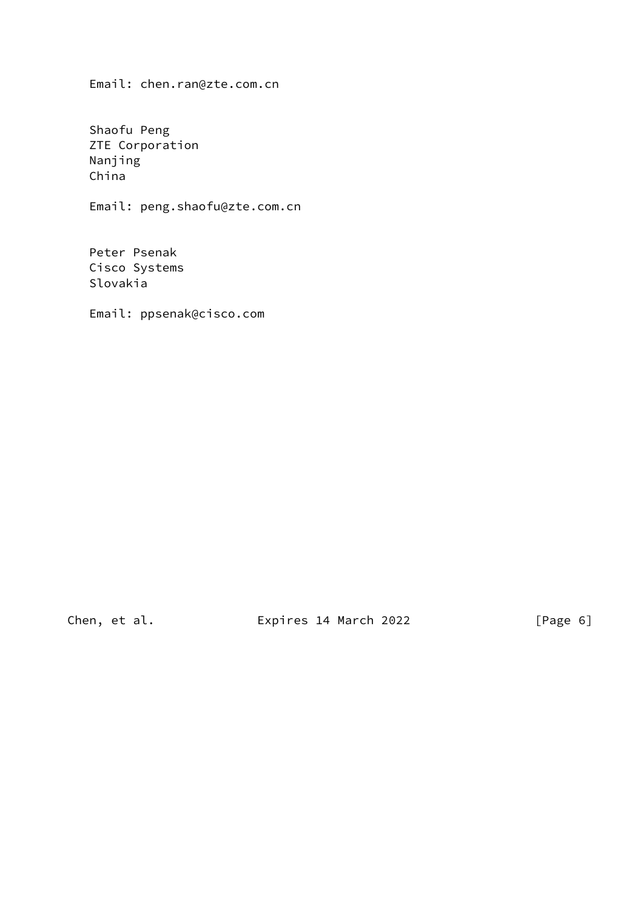Email: chen.ran@zte.com.cn

Shaofu Peng
ZTE Corporation
Nanjing
China

Email: peng.shaofu@zte.com.cn

Peter Psenak
Cisco Systems
Slovakia

Email: ppsenak@cisco.com